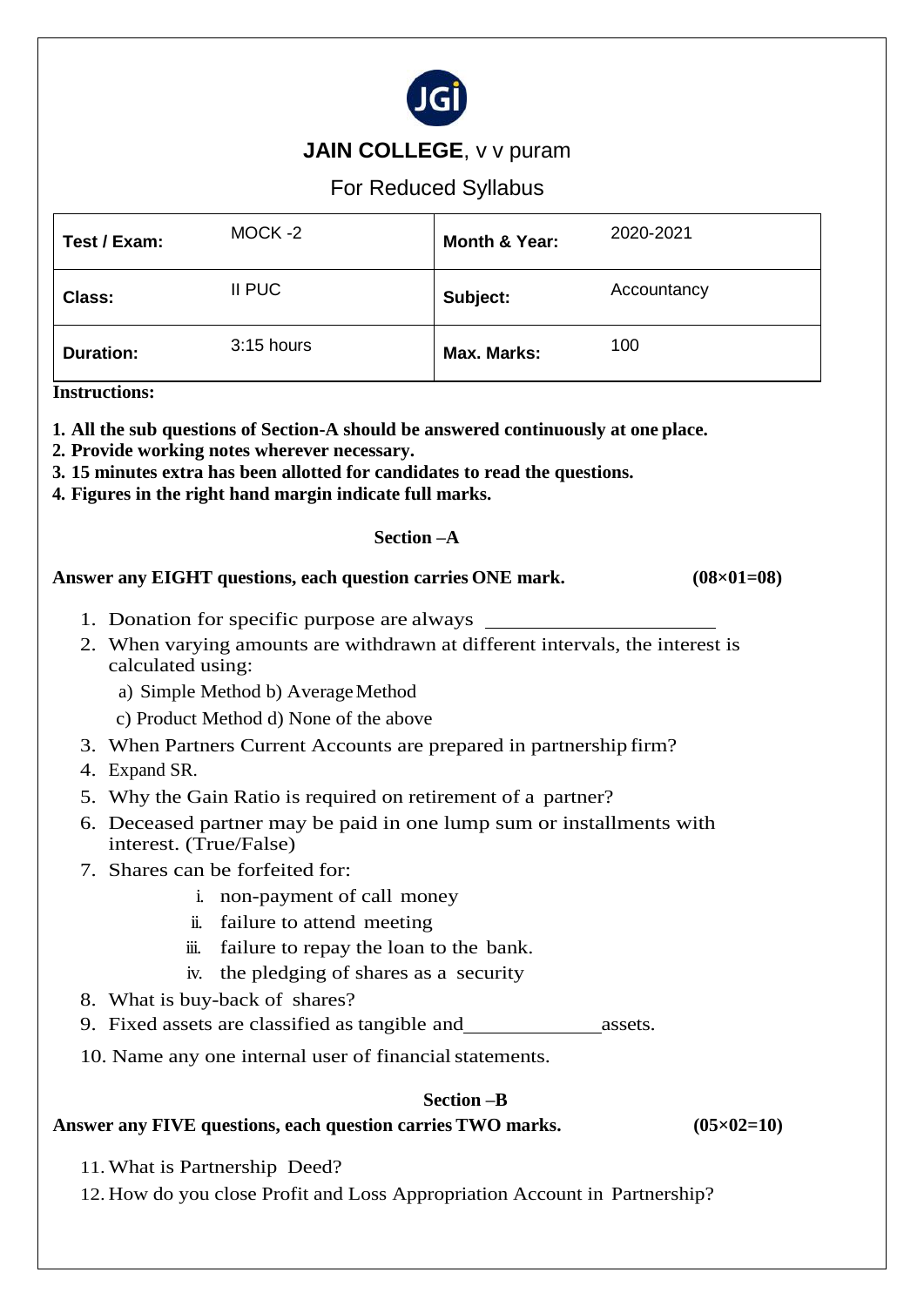# JAIN COLLEGE, v v puram

For Reduced Syllabus

| Test / Exam: | MOCK -2 | Month & Year: | 2020-2021 |
|---|---|---|---|
| Class: | II PUC | Subject: | Accountancy |
| Duration: | 3:15 hours | Max. Marks: | 100 |

**Instructions:**

**1. All the sub questions of Section-A should be answered continuously at one place.**
**2. Provide working notes wherever necessary.**
**3. 15 minutes extra has been allotted for candidates to read the questions.**
**4. Figures in the right hand margin indicate full marks.**

## Section –A

**Answer any EIGHT questions, each question carries ONE mark. (08×01=08)**

1. Donation for specific purpose are always ______________________
2. When varying amounts are withdrawn at different intervals, the interest is calculated using:
   a) Simple Method b) Average Method
   c) Product Method d) None of the above
3. When Partners Current Accounts are prepared in partnership firm?
4. Expand SR.
5. Why the Gain Ratio is required on retirement of a partner?
6. Deceased partner may be paid in one lump sum or installments with interest. (True/False)
7. Shares can be forfeited for:
   i. non-payment of call money
   ii. failure to attend meeting
   iii. failure to repay the loan to the bank.
   iv. the pledging of shares as a security
8. What is buy-back of shares?
9. Fixed assets are classified as tangible and______________assets.
10. Name any one internal user of financial statements.

## Section –B

**Answer any FIVE questions, each question carries TWO marks. (05×02=10)**

11. What is Partnership Deed?
12. How do you close Profit and Loss Appropriation Account in Partnership?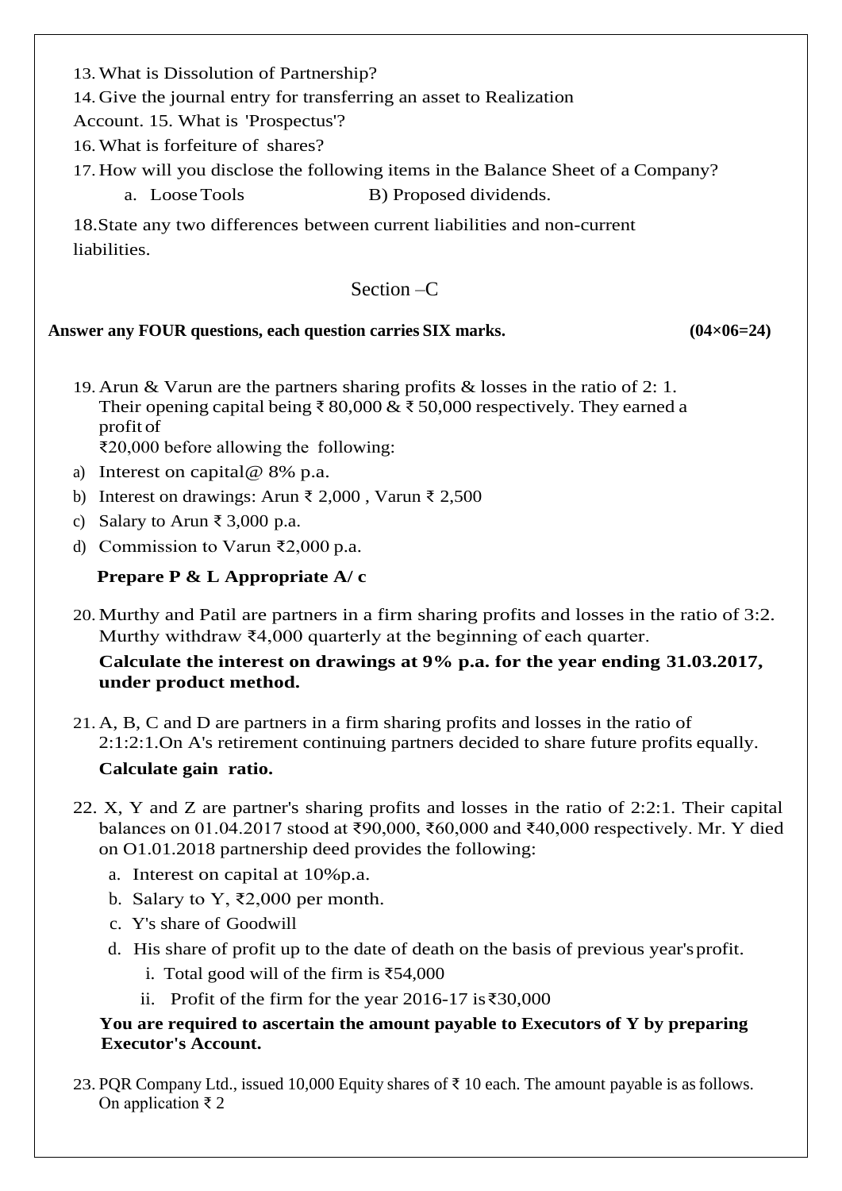13. What is Dissolution of Partnership?
14. Give the journal entry for transferring an asset to Realization Account.
15. What is 'Prospectus'?
16. What is forfeiture of shares?
17. How will you disclose the following items in the Balance Sheet of a Company?
    a. Loose Tools B) Proposed dividends.
18. State any two differences between current liabilities and non-current liabilities.

## Section –C

**Answer any FOUR questions, each question carries SIX marks. (04×06=24)**

19. Arun & Varun are the partners sharing profits & losses in the ratio of 2: 1. Their opening capital being ₹ 80,000 & ₹ 50,000 respectively. They earned a profit of ₹20,000 before allowing the following:
    a) Interest on capital@ 8% p.a.
    b) Interest on drawings: Arun ₹ 2,000 , Varun ₹ 2,500
    c) Salary to Arun ₹ 3,000 p.a.
    d) Commission to Varun ₹2,000 p.a.

    **Prepare P & L Appropriate A/ c**

20. Murthy and Patil are partners in a firm sharing profits and losses in the ratio of 3:2. Murthy withdraw ₹4,000 quarterly at the beginning of each quarter.

    **Calculate the interest on drawings at 9% p.a. for the year ending 31.03.2017, under product method.**

21. A, B, C and D are partners in a firm sharing profits and losses in the ratio of 2:1:2:1.On A's retirement continuing partners decided to share future profits equally.

    **Calculate gain ratio.**

22. X, Y and Z are partner's sharing profits and losses in the ratio of 2:2:1. Their capital balances on 01.04.2017 stood at ₹90,000, ₹60,000 and ₹40,000 respectively. Mr. Y died on O1.01.2018 partnership deed provides the following:
    a. Interest on capital at 10%p.a.
    b. Salary to Y, ₹2,000 per month.
    c. Y's share of Goodwill
    d. His share of profit up to the date of death on the basis of previous year's profit.
       i. Total good will of the firm is ₹54,000
       ii. Profit of the firm for the year 2016-17 is ₹30,000

    **You are required to ascertain the amount payable to Executors of Y by preparing Executor's Account.**

23. PQR Company Ltd., issued 10,000 Equity shares of ₹ 10 each. The amount payable is as follows.
    On application ₹ 2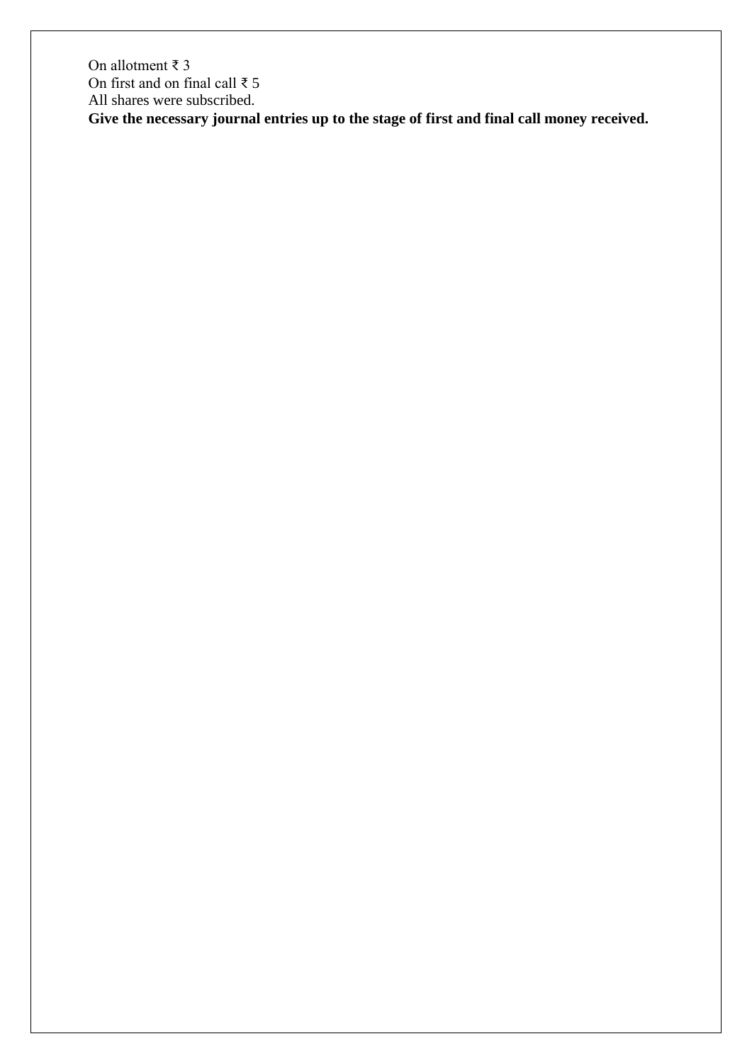On allotment ₹ 3
On first and on final call ₹ 5
All shares were subscribed.
**Give the necessary journal entries up to the stage of first and final call money received.**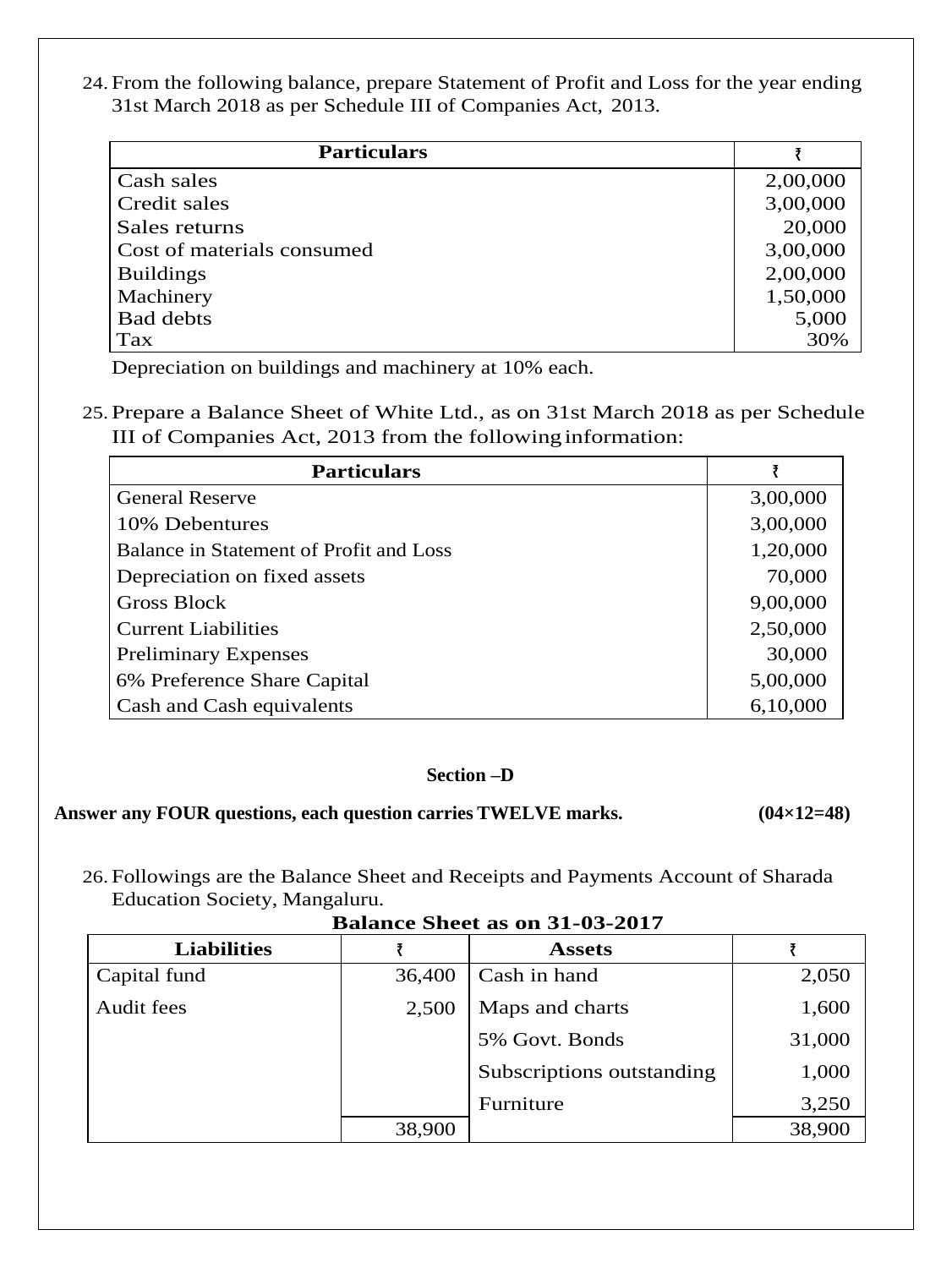24. From the following balance, prepare Statement of Profit and Loss for the year ending 31st March 2018 as per Schedule III of Companies Act, 2013.

| Particulars | ₹ |
|---|---|
| Cash sales | 2,00,000 |
| Credit sales | 3,00,000 |
| Sales returns | 20,000 |
| Cost of materials consumed | 3,00,000 |
| Buildings | 2,00,000 |
| Machinery | 1,50,000 |
| Bad debts | 5,000 |
| Tax | 30% |

Depreciation on buildings and machinery at 10% each.

25. Prepare a Balance Sheet of White Ltd., as on 31st March 2018 as per Schedule III of Companies Act, 2013 from the following information:

| Particulars | ₹ |
|---|---|
| General Reserve | 3,00,000 |
| 10% Debentures | 3,00,000 |
| Balance in Statement of Profit and Loss | 1,20,000 |
| Depreciation on fixed assets | 70,000 |
| Gross Block | 9,00,000 |
| Current Liabilities | 2,50,000 |
| Preliminary Expenses | 30,000 |
| 6% Preference Share Capital | 5,00,000 |
| Cash and Cash equivalents | 6,10,000 |

## Section –D

**Answer any FOUR questions, each question carries TWELVE marks. (04×12=48)**

26. Followings are the Balance Sheet and Receipts and Payments Account of Sharada Education Society, Mangaluru.

**Balance Sheet as on 31-03-2017**

| Liabilities | ₹ | Assets | ₹ |
|---|---|---|---|
| Capital fund | 36,400 | Cash in hand | 2,050 |
| Audit fees | 2,500 | Maps and charts | 1,600 |
| | | 5% Govt. Bonds | 31,000 |
| | | Subscriptions outstanding | 1,000 |
| | | Furniture | 3,250 |
| | 38,900 | | 38,900 |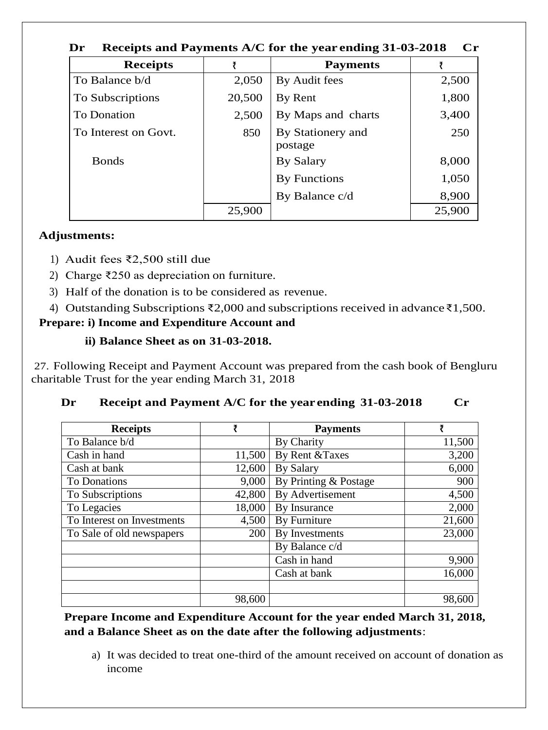**Dr Receipts and Payments A/C for the year ending 31-03-2018 Cr**

| Receipts | ₹ | Payments | ₹ |
|---|---|---|---|
| To Balance b/d | 2,050 | By Audit fees | 2,500 |
| To Subscriptions | 20,500 | By Rent | 1,800 |
| To Donation | 2,500 | By Maps and charts | 3,400 |
| To Interest on Govt. | 850 | By Stationery and postage | 250 |
| Bonds | | By Salary | 8,000 |
| | | By Functions | 1,050 |
| | | By Balance c/d | 8,900 |
| | 25,900 | | 25,900 |

**Adjustments:**

1) Audit fees ₹2,500 still due
2) Charge ₹250 as depreciation on furniture.
3) Half of the donation is to be considered as revenue.
4) Outstanding Subscriptions ₹2,000 and subscriptions received in advance ₹1,500.

**Prepare: i) Income and Expenditure Account and**

**ii) Balance Sheet as on 31-03-2018.**

27. Following Receipt and Payment Account was prepared from the cash book of Bengluru charitable Trust for the year ending March 31, 2018

**Dr Receipt and Payment A/C for the year ending 31-03-2018 Cr**

| Receipts | ₹ | Payments | ₹ |
|---|---|---|---|
| To Balance b/d | | By Charity | 11,500 |
| Cash in hand | 11,500 | By Rent &Taxes | 3,200 |
| Cash at bank | 12,600 | By Salary | 6,000 |
| To Donations | 9,000 | By Printing & Postage | 900 |
| To Subscriptions | 42,800 | By Advertisement | 4,500 |
| To Legacies | 18,000 | By Insurance | 2,000 |
| To Interest on Investments | 4,500 | By Furniture | 21,600 |
| To Sale of old newspapers | 200 | By Investments | 23,000 |
| | | By Balance c/d | |
| | | Cash in hand | 9,900 |
| | | Cash at bank | 16,000 |
| | | | |
| | 98,600 | | 98,600 |

**Prepare Income and Expenditure Account for the year ended March 31, 2018, and a Balance Sheet as on the date after the following adjustments**:

a) It was decided to treat one-third of the amount received on account of donation as income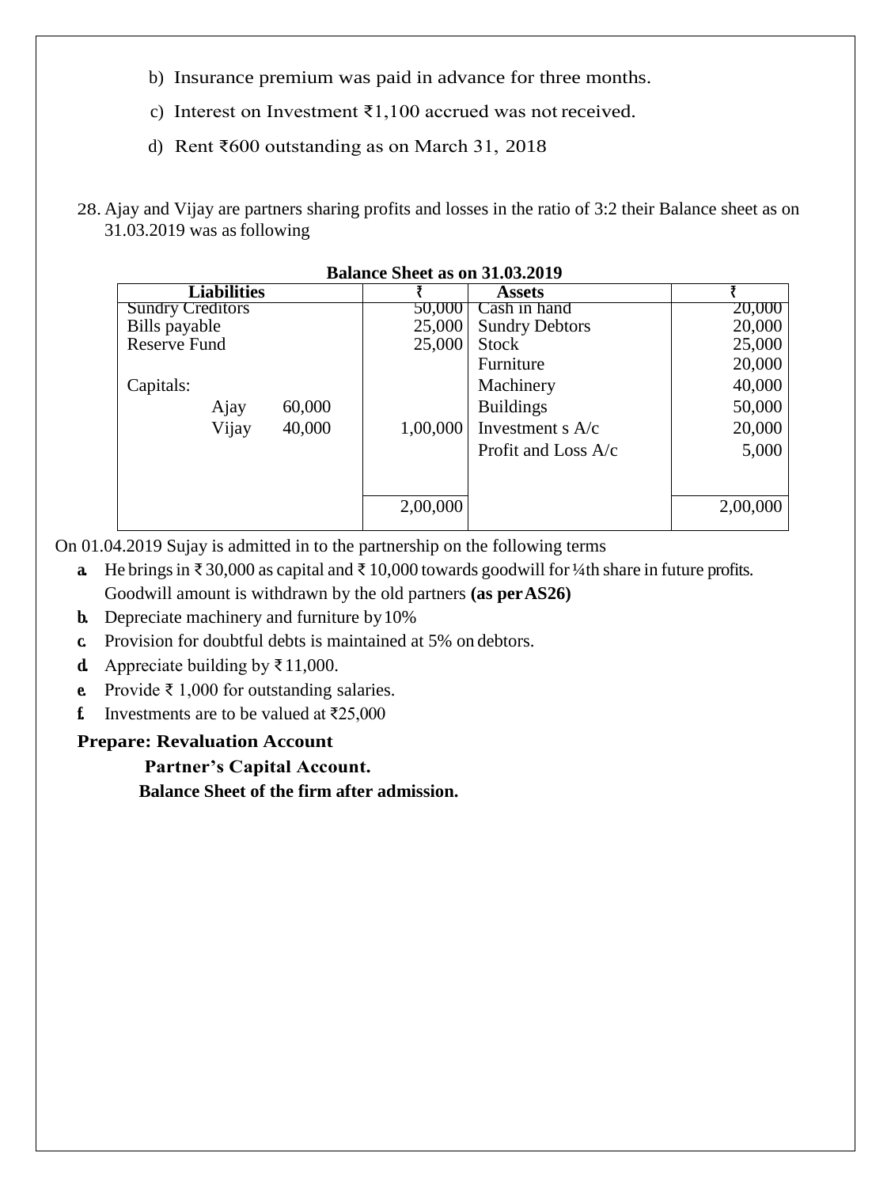b) Insurance premium was paid in advance for three months.

c) Interest on Investment ₹1,100 accrued was not received.

d) Rent ₹600 outstanding as on March 31, 2018

28. Ajay and Vijay are partners sharing profits and losses in the ratio of 3:2 their Balance sheet as on 31.03.2019 was as following

**Balance Sheet as on 31.03.2019**

| Liabilities | | | ₹ | Assets | ₹ |
|---|---|---|---|---|---|
| Sundry Creditors | | | 50,000 | Cash in hand | 20,000 |
| Bills payable | | | 25,000 | Sundry Debtors | 20,000 |
| Reserve Fund | | | 25,000 | Stock | 25,000 |
| | | | | Furniture | 20,000 |
| Capitals: | | | | Machinery | 40,000 |
| | Ajay | 60,000 | | Buildings | 50,000 |
| | Vijay | 40,000 | 1,00,000 | Investment s A/c | 20,000 |
| | | | | Profit and Loss A/c | 5,000 |
| | | | 2,00,000 | | 2,00,000 |

On 01.04.2019 Sujay is admitted in to the partnership on the following terms

a. He brings in ₹ 30,000 as capital and ₹ 10,000 towards goodwill for ¼th share in future profits. Goodwill amount is withdrawn by the old partners **(as per AS26)**

b. Depreciate machinery and furniture by 10%

c. Provision for doubtful debts is maintained at 5% on debtors.

d. Appreciate building by ₹ 11,000.

e. Provide ₹ 1,000 for outstanding salaries.

f. Investments are to be valued at ₹25,000

**Prepare: Revaluation Account**

**Partner's Capital Account.**

**Balance Sheet of the firm after admission.**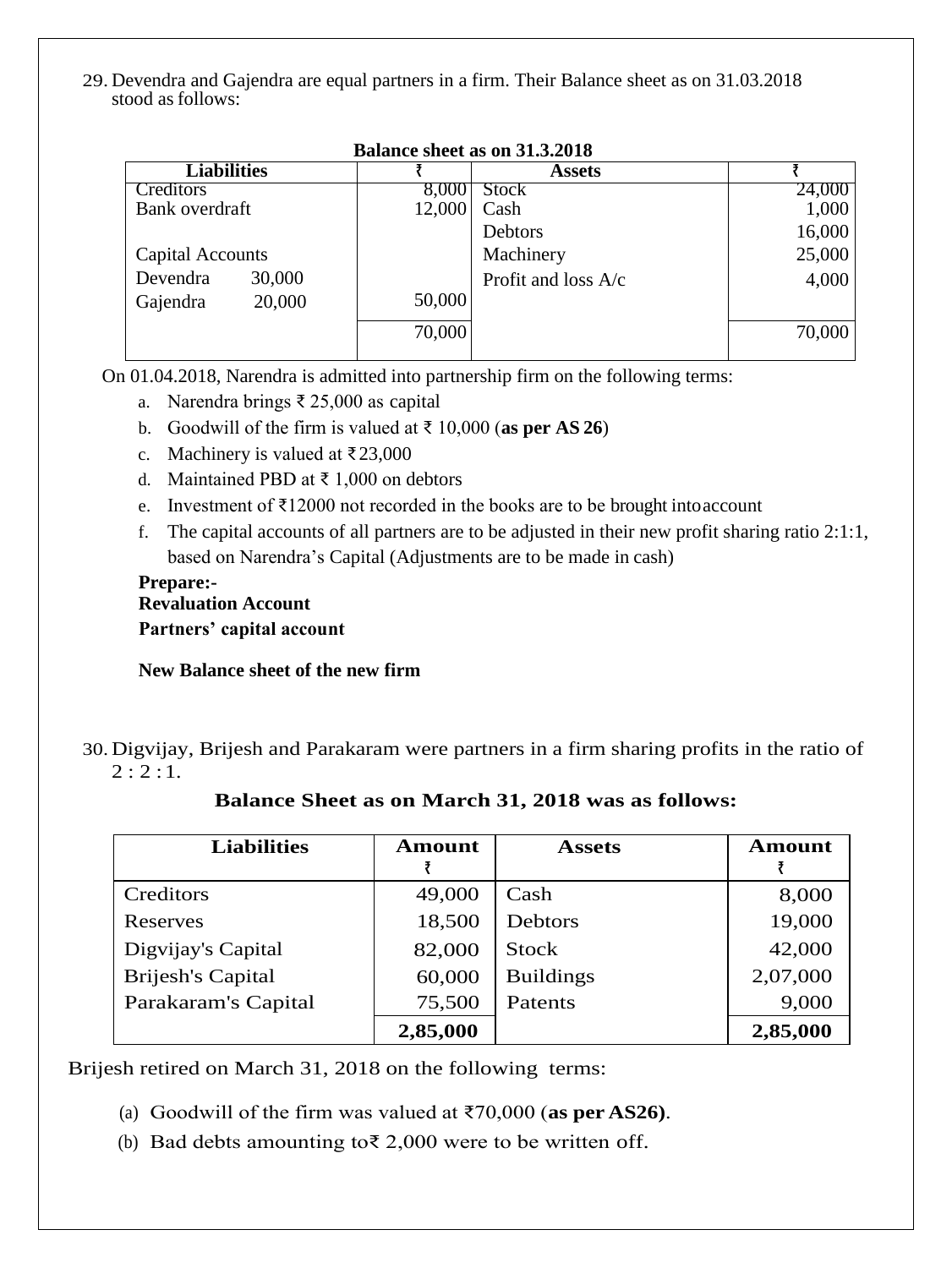29. Devendra and Gajendra are equal partners in a firm. Their Balance sheet as on 31.03.2018 stood as follows:

**Balance sheet as on 31.3.2018**

| Liabilities | ₹ | Assets | ₹ |
|---|---|---|---|
| Creditors | 8,000 | Stock | 24,000 |
| Bank overdraft | 12,000 | Cash | 1,000 |
| | | Debtors | 16,000 |
| Capital Accounts | | Machinery | 25,000 |
| Devendra 30,000 | | Profit and loss A/c | 4,000 |
| Gajendra 20,000 | 50,000 | | |
| | 70,000 | | 70,000 |

On 01.04.2018, Narendra is admitted into partnership firm on the following terms:

a. Narendra brings ₹ 25,000 as capital
b. Goodwill of the firm is valued at ₹ 10,000 (**as per AS 26**)
c. Machinery is valued at ₹ 23,000
d. Maintained PBD at ₹ 1,000 on debtors
e. Investment of ₹12000 not recorded in the books are to be brought into account
f. The capital accounts of all partners are to be adjusted in their new profit sharing ratio 2:1:1, based on Narendra's Capital (Adjustments are to be made in cash)

**Prepare:-**

**Revaluation Account**

**Partners' capital account**

**New Balance sheet of the new firm**

30. Digvijay, Brijesh and Parakaram were partners in a firm sharing profits in the ratio of 2 : 2 : 1.

**Balance Sheet as on March 31, 2018 was as follows:**

| Liabilities | Amount ₹ | Assets | Amount ₹ |
|---|---|---|---|
| Creditors | 49,000 | Cash | 8,000 |
| Reserves | 18,500 | Debtors | 19,000 |
| Digvijay's Capital | 82,000 | Stock | 42,000 |
| Brijesh's Capital | 60,000 | Buildings | 2,07,000 |
| Parakaram's Capital | 75,500 | Patents | 9,000 |
| | **2,85,000** | | **2,85,000** |

Brijesh retired on March 31, 2018 on the following terms:

(a) Goodwill of the firm was valued at ₹70,000 (**as per AS26)**.

(b) Bad debts amounting to ₹ 2,000 were to be written off.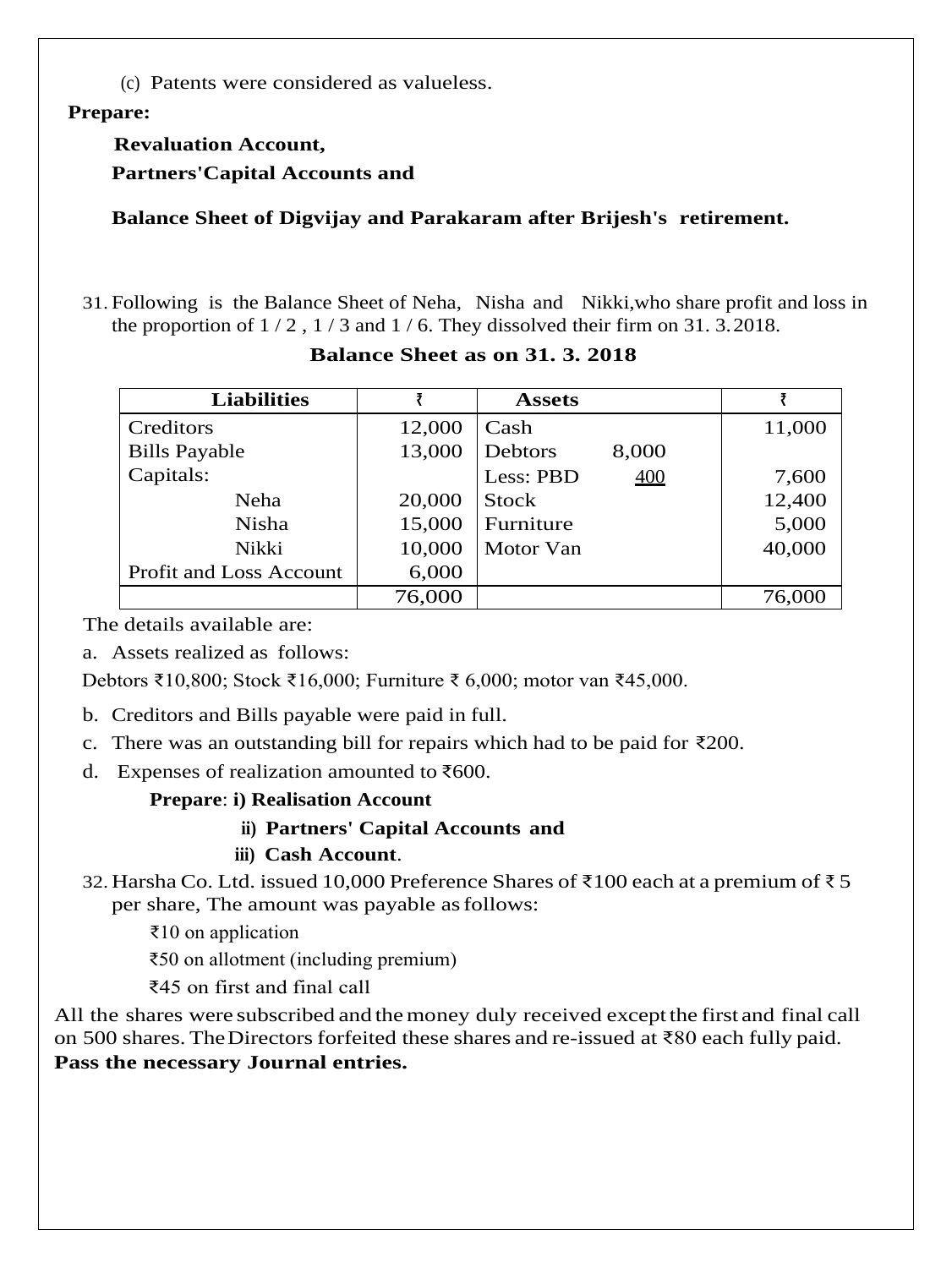(c) Patents were considered as valueless.

**Prepare:**

**Revaluation Account,**

**Partners'Capital Accounts and**

**Balance Sheet of Digvijay and Parakaram after Brijesh's retirement.**

31. Following is the Balance Sheet of Neha, Nisha and Nikki,who share profit and loss in the proportion of 1 / 2 , 1 / 3 and 1 / 6. They dissolved their firm on 31. 3. 2018.

**Balance Sheet as on 31. 3. 2018**

| Liabilities | ₹ | Assets | | ₹ |
|---|---|---|---|---|
| Creditors | 12,000 | Cash | | 11,000 |
| Bills Payable | 13,000 | Debtors | 8,000 | |
| Capitals: | | Less: PBD | 400 | 7,600 |
| Neha | 20,000 | Stock | | 12,400 |
| Nisha | 15,000 | Furniture | | 5,000 |
| Nikki | 10,000 | Motor Van | | 40,000 |
| Profit and Loss Account | 6,000 | | | |
| | 76,000 | | | 76,000 |

The details available are:

a. Assets realized as follows:

Debtors ₹10,800; Stock ₹16,000; Furniture ₹ 6,000; motor van ₹45,000.

b. Creditors and Bills payable were paid in full.

c. There was an outstanding bill for repairs which had to be paid for ₹200.

d. Expenses of realization amounted to ₹600.

**Prepare**: **i) Realisation Account**

**ii) Partners' Capital Accounts and**

**iii) Cash Account**.

32. Harsha Co. Ltd. issued 10,000 Preference Shares of ₹100 each at a premium of ₹ 5 per share, The amount was payable as follows:

₹10 on application

₹50 on allotment (including premium)

₹45 on first and final call

All the shares were subscribed and the money duly received except the first and final call on 500 shares. The Directors forfeited these shares and re-issued at ₹80 each fully paid. **Pass the necessary Journal entries.**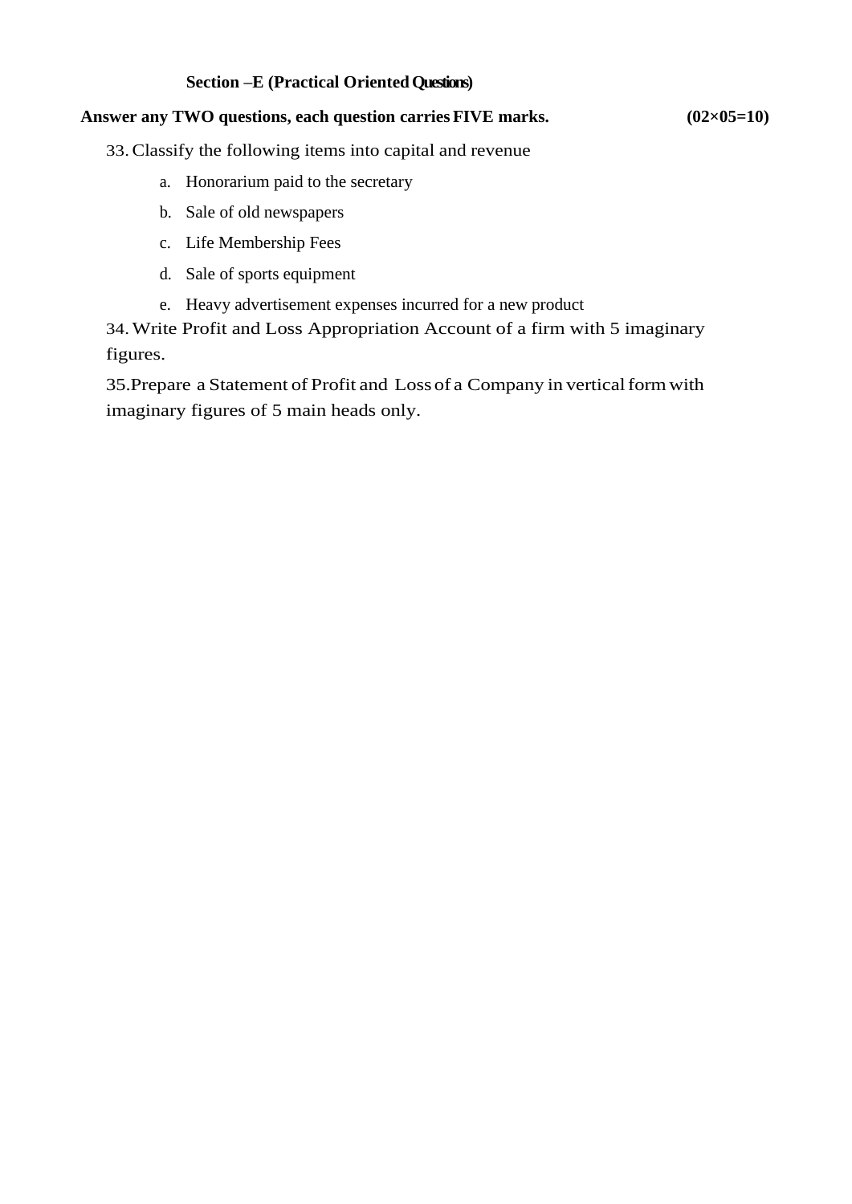### Section –E (Practical Oriented Questions)

**Answer any TWO questions, each question carries FIVE marks.** **(02×05=10)**

33. Classify the following items into capital and revenue

   a. Honorarium paid to the secretary

   b. Sale of old newspapers

   c. Life Membership Fees

   d. Sale of sports equipment

   e. Heavy advertisement expenses incurred for a new product

34. Write Profit and Loss Appropriation Account of a firm with 5 imaginary figures.

35. Prepare a Statement of Profit and Loss of a Company in vertical form with imaginary figures of 5 main heads only.